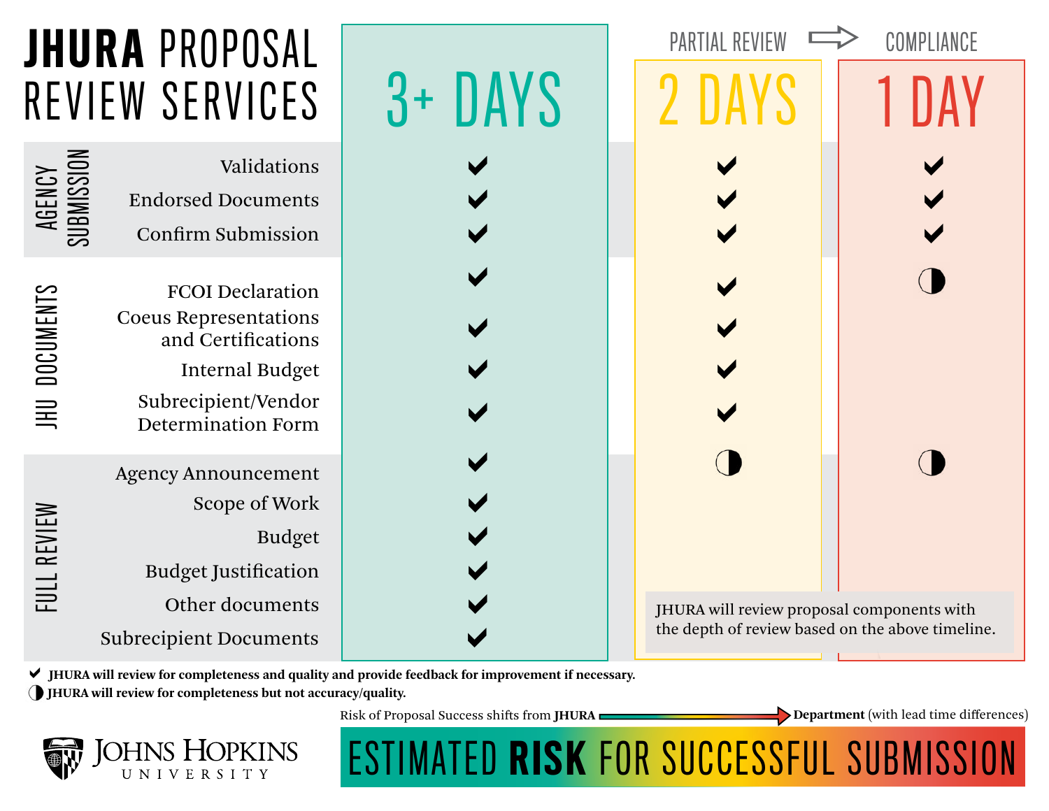# JHURA PROPOSAL REVIEW SERVICES

| | | 3+ DAYS | 2 DAYS (PARTIAL REVIEW) | 1 DAY (COMPLIANCE) |
|---|---|---|---|---|
| AGENCY SUBMISSION | Validations | ✔ | ✔ | ✔ |
| | Endorsed Documents | ✔ | ✔ | ✔ |
| | Confirm Submission | ✔ | ✔ | ✔ |
| JHU DOCUMENTS | FCOI Declaration | ✔ | ✔ | ◐ |
| | Coeus Representations and Certifications | ✔ | ✔ | |
| | Internal Budget | ✔ | ✔ | |
| | Subrecipient/Vendor Determination Form | ✔ | ✔ | |
| FULL REVIEW | Agency Announcement | ✔ | ◐ | ◐ |
| | Scope of Work | ✔ | | |
| | Budget | ✔ | | |
| | Budget Justification | ✔ | | |
| | Other documents | ✔ | | |
| | Subrecipient Documents | ✔ | | |

JHURA will review proposal components with the depth of review based on the above timeline.

✔ **JHURA will review for completeness and quality and provide feedback for improvement if necessary.**

◐ **JHURA will review for completeness but not accuracy/quality.**

Risk of Proposal Success shifts from **JHURA** → **Department** (with lead time differences)

ESTIMATED **RISK** FOR SUCCESSFUL SUBMISSION

JOHNS HOPKINS UNIVERSITY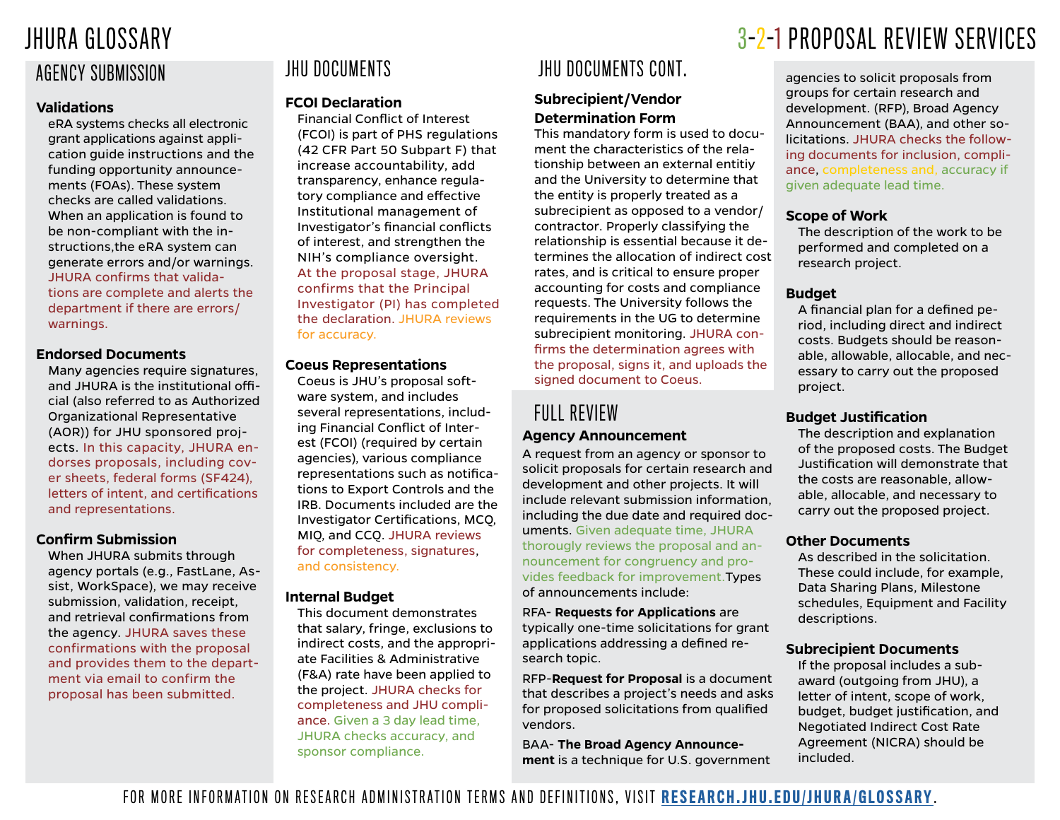# JHURA GLOSSARY

# 3-2-1 PROPOSAL REVIEW SERVICES

## AGENCY SUBMISSION

**Validations**

eRA systems checks all electronic grant applications against application guide instructions and the funding opportunity announcements (FOAs). These system checks are called validations. When an application is found to be non-compliant with the instructions,the eRA system can generate errors and/or warnings. JHURA confirms that validations are complete and alerts the department if there are errors/warnings.

**Endorsed Documents**

Many agencies require signatures, and JHURA is the institutional official (also referred to as Authorized Organizational Representative (AOR)) for JHU sponsored projects. In this capacity, JHURA endorses proposals, including cover sheets, federal forms (SF424), letters of intent, and certifications and representations.

**Confirm Submission**

When JHURA submits through agency portals (e.g., FastLane, Assist, WorkSpace), we may receive submission, validation, receipt, and retrieval confirmations from the agency. JHURA saves these confirmations with the proposal and provides them to the department via email to confirm the proposal has been submitted.

## JHU DOCUMENTS

**FCOI Declaration**

Financial Conflict of Interest (FCOI) is part of PHS regulations (42 CFR Part 50 Subpart F) that increase accountability, add transparency, enhance regulatory compliance and effective Institutional management of Investigator's financial conflicts of interest, and strengthen the NIH's compliance oversight. At the proposal stage, JHURA confirms that the Principal Investigator (PI) has completed the declaration. JHURA reviews for accuracy.

**Coeus Representations**

Coeus is JHU's proposal software system, and includes several representations, including Financial Conflict of Interest (FCOI) (required by certain agencies), various compliance representations such as notifications to Export Controls and the IRB. Documents included are the Investigator Certifications, MCQ, MIQ, and CCQ. JHURA reviews for completeness, signatures, and consistency.

**Internal Budget**

This document demonstrates that salary, fringe, exclusions to indirect costs, and the appropriate Facilities & Administrative (F&A) rate have been applied to the project. JHURA checks for completeness and JHU compliance. Given a 3 day lead time, JHURA checks accuracy, and sponsor compliance.

## JHU DOCUMENTS CONT.

**Subrecipient/Vendor Determination Form**

This mandatory form is used to document the characteristics of the relationship between an external entitiy and the University to determine that the entity is properly treated as a subrecipient as opposed to a vendor/contractor. Properly classifying the relationship is essential because it determines the allocation of indirect cost rates, and is critical to ensure proper accounting for costs and compliance requests. The University follows the requirements in the UG to determine subrecipient monitoring. JHURA confirms the determination agrees with the proposal, signs it, and uploads the signed document to Coeus.

## FULL REVIEW

**Agency Announcement**

A request from an agency or sponsor to solicit proposals for certain research and development and other projects. It will include relevant submission information, including the due date and required documents. Given adequate time, JHURA thorougly reviews the proposal and announcement for congruency and provides feedback for improvement.Types of announcements include:

RFA- **Requests for Applications** are typically one-time solicitations for grant applications addressing a defined research topic.

RFP-**Request for Proposal** is a document that describes a project's needs and asks for proposed solicitations from qualified vendors.

BAA- **The Broad Agency Announcement** is a technique for U.S. government agencies to solicit proposals from groups for certain research and development. (RFP), Broad Agency Announcement (BAA), and other solicitations. JHURA checks the following documents for inclusion, compliance, completeness and, accuracy if given adequate lead time.

**Scope of Work**

The description of the work to be performed and completed on a research project.

**Budget**

A financial plan for a defined period, including direct and indirect costs. Budgets should be reasonable, allowable, allocable, and necessary to carry out the proposed project.

**Budget Justification**

The description and explanation of the proposed costs. The Budget Justification will demonstrate that the costs are reasonable, allowable, allocable, and necessary to carry out the proposed project.

**Other Documents**

As described in the solicitation. These could include, for example, Data Sharing Plans, Milestone schedules, Equipment and Facility descriptions.

**Subrecipient Documents**

If the proposal includes a subaward (outgoing from JHU), a letter of intent, scope of work, budget, budget justification, and Negotiated Indirect Cost Rate Agreement (NICRA) should be included.

FOR MORE INFORMATION ON RESEARCH ADMINISTRATION TERMS AND DEFINITIONS, VISIT **RESEARCH.JHU.EDU/JHURA/GLOSSARY**.